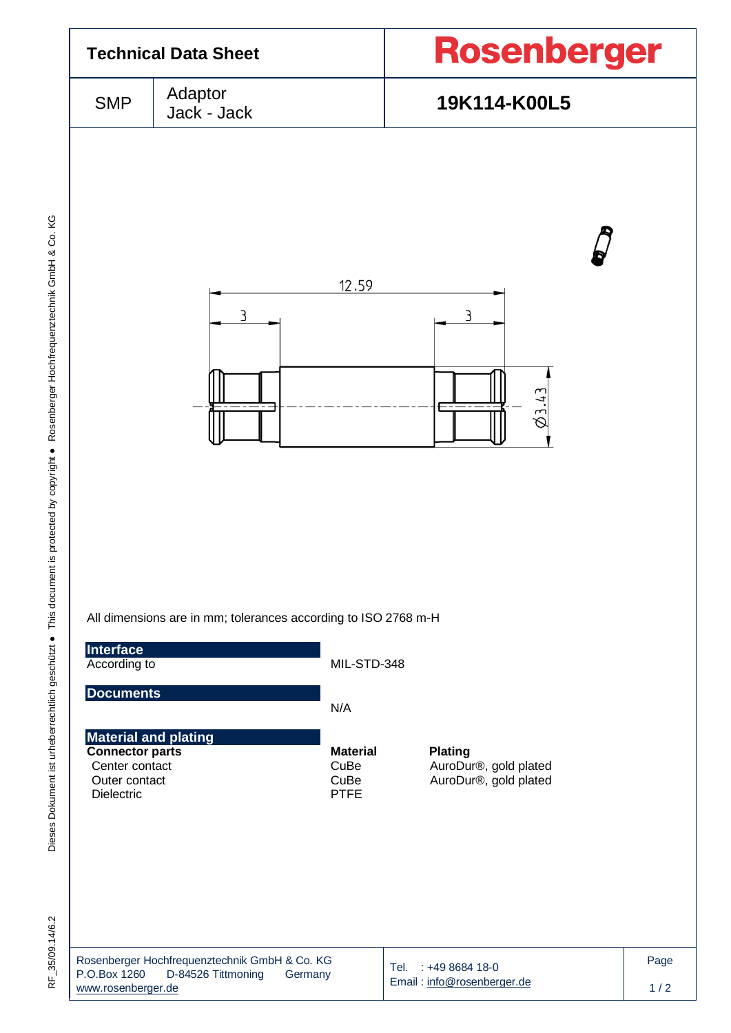# Technical Data Sheet

**Rosenberger**

| SMP | Adaptor Jack - Jack | **19K114-K00L5** |
|---|---|---|

12.59

3

3

Ø3.43

All dimensions are in mm; tolerances according to ISO 2768 m-H

## Interface

| | |
|---|---|
| According to | MIL-STD-348 |

## Documents

N/A

## Material and plating

| **Connector parts** | **Material** | **Plating** |
|---|---|---|
| Center contact | CuBe | AuroDur®, gold plated |
| Outer contact | CuBe | AuroDur®, gold plated |
| Dielectric | PTFE | |

Rosenberger Hochfrequenztechnik GmbH & Co. KG
P.O.Box 1260 D-84526 Tittmoning Germany
www.rosenberger.de

Tel. : +49 8684 18-0
Email : info@rosenberger.de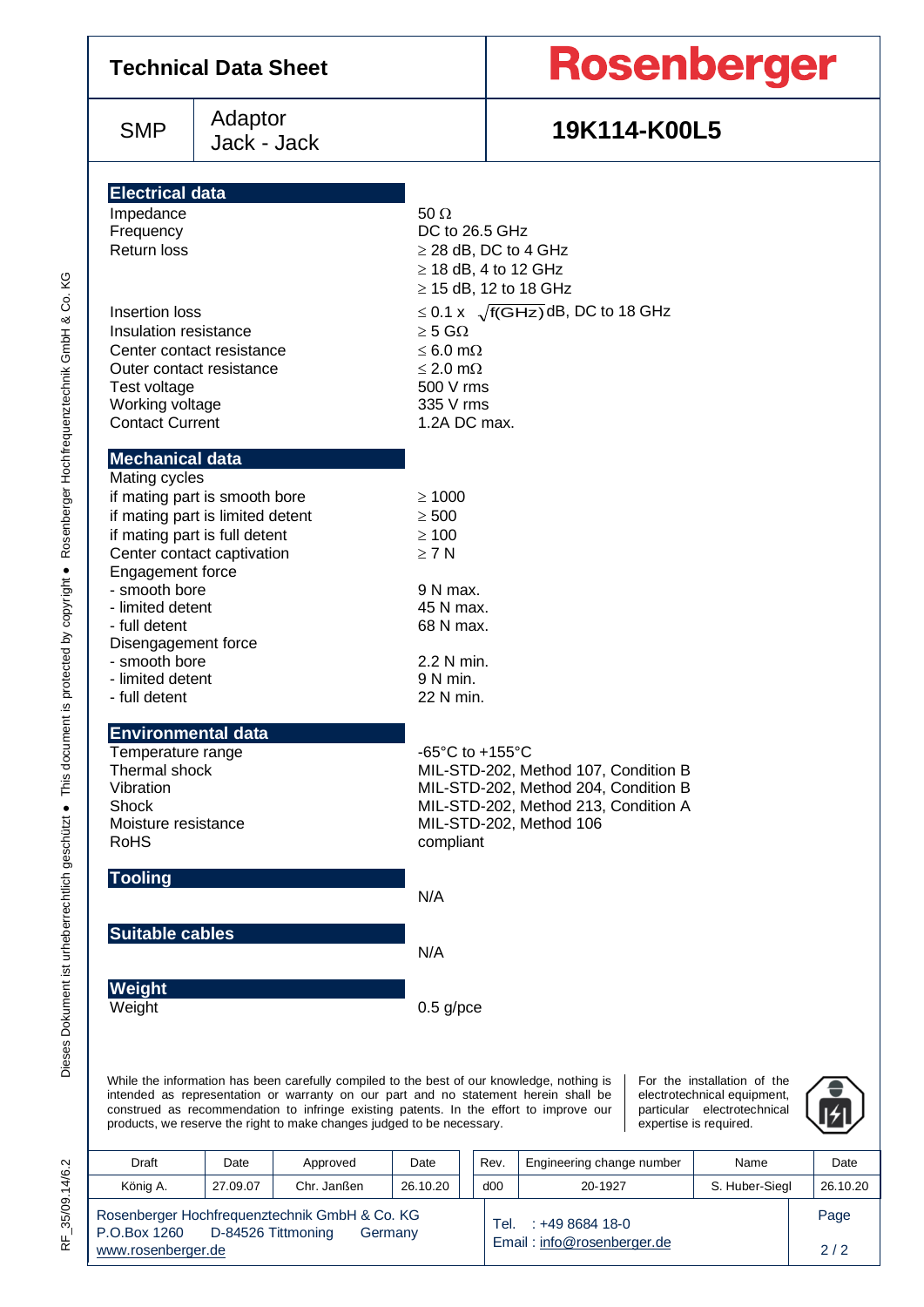# Technical Data Sheet

**Rosenberger**

| | | |
|---|---|---|
| SMP | Adaptor Jack - Jack | **19K114-K00L5** |

## Electrical data

| | |
|---|---|
| Impedance | 50 Ω |
| Frequency | DC to 26.5 GHz |
| Return loss | ≥ 28 dB, DC to 4 GHz<br>≥ 18 dB, 4 to 12 GHz<br>≥ 15 dB, 12 to 18 GHz |
| Insertion loss | ≤ 0.1 x $\sqrt{f(GHz)}$ dB, DC to 18 GHz |
| Insulation resistance | ≥ 5 GΩ |
| Center contact resistance | ≤ 6.0 mΩ |
| Outer contact resistance | ≤ 2.0 mΩ |
| Test voltage | 500 V rms |
| Working voltage | 335 V rms |
| Contact Current | 1.2A DC max. |

## Mechanical data

| | |
|---|---|
| Mating cycles | |
| if mating part is smooth bore | ≥ 1000 |
| if mating part is limited detent | ≥ 500 |
| if mating part is full detent | ≥ 100 |
| Center contact captivation | ≥ 7 N |
| Engagement force | |
| - smooth bore | 9 N max. |
| - limited detent | 45 N max. |
| - full detent | 68 N max. |
| Disengagement force | |
| - smooth bore | 2.2 N min. |
| - limited detent | 9 N min. |
| - full detent | 22 N min. |

## Environmental data

| | |
|---|---|
| Temperature range | -65°C to +155°C |
| Thermal shock | MIL-STD-202, Method 107, Condition B |
| Vibration | MIL-STD-202, Method 204, Condition B |
| Shock | MIL-STD-202, Method 213, Condition A |
| Moisture resistance | MIL-STD-202, Method 106 |
| RoHS | compliant |

## Tooling

N/A

## Suitable cables

N/A

## Weight

| | |
|---|---|
| Weight | 0.5 g/pce |

While the information has been carefully compiled to the best of our knowledge, nothing is intended as representation or warranty on our part and no statement herein shall be construed as recommendation to infringe existing patents. In the effort to improve our products, we reserve the right to make changes judged to be necessary.

For the installation of the electrotechnical equipment, particular electrotechnical expertise is required.

| Draft | Date | Approved | Date | Rev. | Engineering change number | Name | Date |
|---|---|---|---|---|---|---|---|
| König A. | 27.09.07 | Chr. Janßen | 26.10.20 | d00 | 20-1927 | S. Huber-Siegl | 26.10.20 |

Rosenberger Hochfrequenztechnik GmbH & Co. KG
P.O.Box 1260 D-84526 Tittmoning Germany
www.rosenberger.de

Tel. : +49 8684 18-0
Email : info@rosenberger.de

RF_35/09.14/6.2

Dieses Dokument ist urheberrechtlich geschützt ● This document is protected by copyright ● Rosenberger Hochfrequenztechnik GmbH & Co. KG